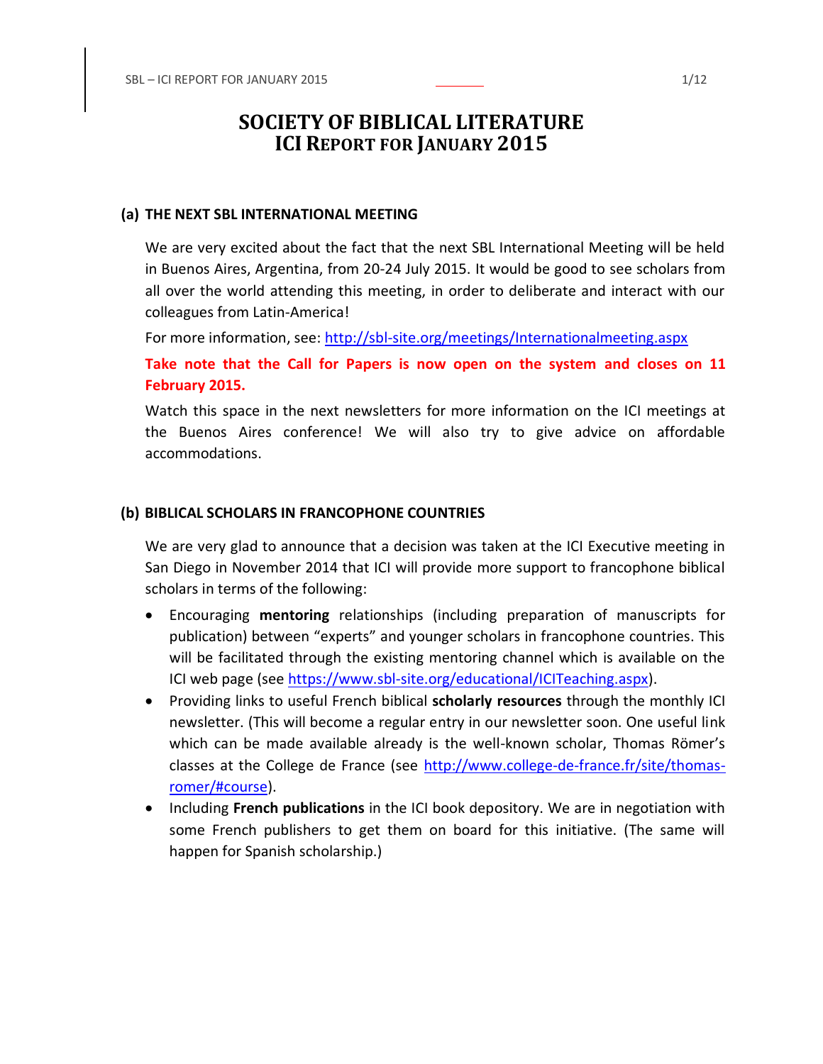# SOCIETY OF BIBLICAL LITERATURE
## ICI REPORT FOR JANUARY 2015

### (a) THE NEXT SBL INTERNATIONAL MEETING

We are very excited about the fact that the next SBL International Meeting will be held in Buenos Aires, Argentina, from 20-24 July 2015. It would be good to see scholars from all over the world attending this meeting, in order to deliberate and interact with our colleagues from Latin-America!

For more information, see: [http://sbl-site.org/meetings/Internationalmeeting.aspx](http://sbl-site.org/meetings/Internationalmeeting.aspx)

**Take note that the Call for Papers is now open on the system and closes on 11 February 2015.**

Watch this space in the next newsletters for more information on the ICI meetings at the Buenos Aires conference! We will also try to give advice on affordable accommodations.

### (b) BIBLICAL SCHOLARS IN FRANCOPHONE COUNTRIES

We are very glad to announce that a decision was taken at the ICI Executive meeting in San Diego in November 2014 that ICI will provide more support to francophone biblical scholars in terms of the following:

- Encouraging **mentoring** relationships (including preparation of manuscripts for publication) between "experts" and younger scholars in francophone countries. This will be facilitated through the existing mentoring channel which is available on the ICI web page (see [https://www.sbl-site.org/educational/ICITeaching.aspx](https://www.sbl-site.org/educational/ICITeaching.aspx)).
- Providing links to useful French biblical **scholarly resources** through the monthly ICI newsletter. (This will become a regular entry in our newsletter soon. One useful link which can be made available already is the well-known scholar, Thomas Römer's classes at the College de France (see [http://www.college-de-france.fr/site/thomas-romer/#course](http://www.college-de-france.fr/site/thomas-romer/#course)).
- Including **French publications** in the ICI book depository. We are in negotiation with some French publishers to get them on board for this initiative. (The same will happen for Spanish scholarship.)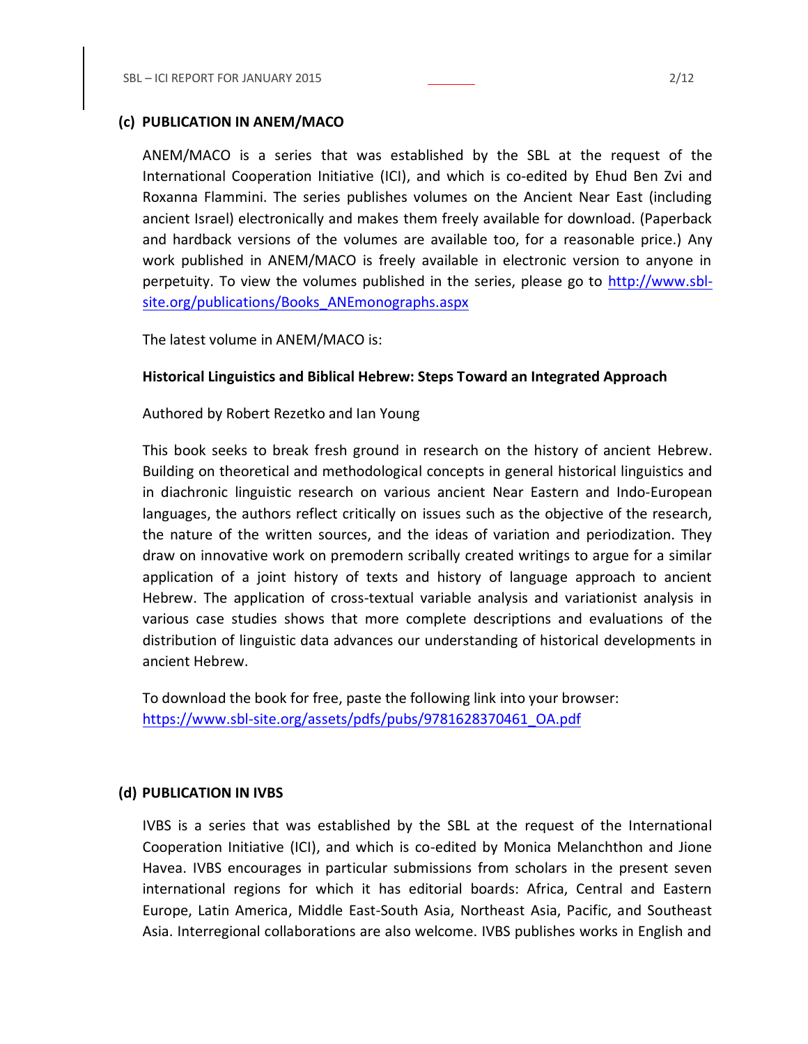### (c) PUBLICATION IN ANEM/MACO

ANEM/MACO is a series that was established by the SBL at the request of the International Cooperation Initiative (ICI), and which is co-edited by Ehud Ben Zvi and Roxanna Flammini. The series publishes volumes on the Ancient Near East (including ancient Israel) electronically and makes them freely available for download. (Paperback and hardback versions of the volumes are available too, for a reasonable price.) Any work published in ANEM/MACO is freely available in electronic version to anyone in perpetuity. To view the volumes published in the series, please go to http://www.sbl-site.org/publications/Books_ANEmonographs.aspx

The latest volume in ANEM/MACO is:

**Historical Linguistics and Biblical Hebrew: Steps Toward an Integrated Approach**

Authored by Robert Rezetko and Ian Young

This book seeks to break fresh ground in research on the history of ancient Hebrew. Building on theoretical and methodological concepts in general historical linguistics and in diachronic linguistic research on various ancient Near Eastern and Indo-European languages, the authors reflect critically on issues such as the objective of the research, the nature of the written sources, and the ideas of variation and periodization. They draw on innovative work on premodern scribally created writings to argue for a similar application of a joint history of texts and history of language approach to ancient Hebrew. The application of cross-textual variable analysis and variationist analysis in various case studies shows that more complete descriptions and evaluations of the distribution of linguistic data advances our understanding of historical developments in ancient Hebrew.

To download the book for free, paste the following link into your browser:
https://www.sbl-site.org/assets/pdfs/pubs/9781628370461_OA.pdf

### (d) PUBLICATION IN IVBS

IVBS is a series that was established by the SBL at the request of the International Cooperation Initiative (ICI), and which is co-edited by Monica Melanchthon and Jione Havea. IVBS encourages in particular submissions from scholars in the present seven international regions for which it has editorial boards: Africa, Central and Eastern Europe, Latin America, Middle East-South Asia, Northeast Asia, Pacific, and Southeast Asia. Interregional collaborations are also welcome. IVBS publishes works in English and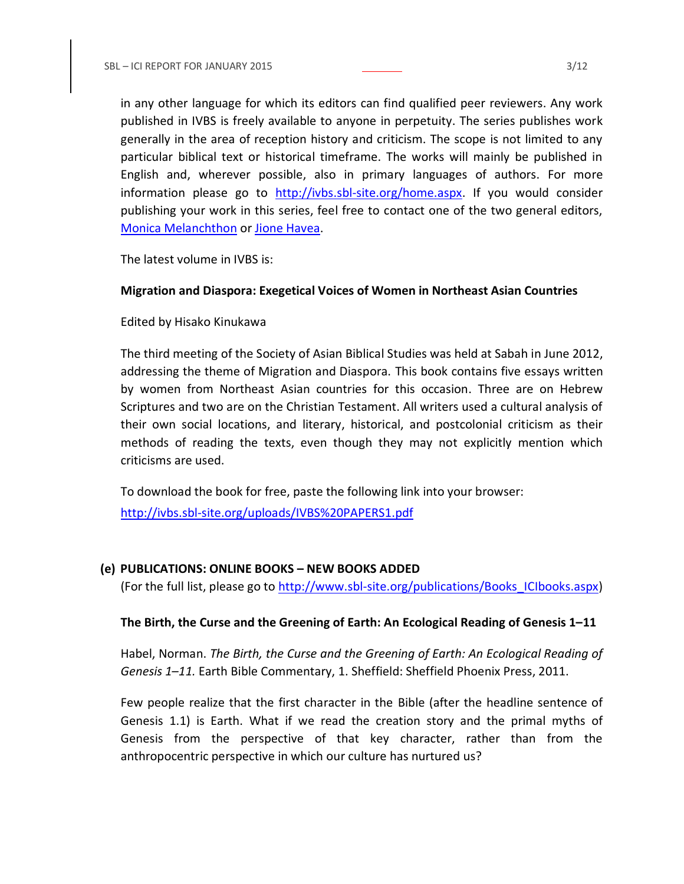in any other language for which its editors can find qualified peer reviewers. Any work published in IVBS is freely available to anyone in perpetuity. The series publishes work generally in the area of reception history and criticism. The scope is not limited to any particular biblical text or historical timeframe. The works will mainly be published in English and, wherever possible, also in primary languages of authors. For more information please go to http://ivbs.sbl-site.org/home.aspx. If you would consider publishing your work in this series, feel free to contact one of the two general editors, Monica Melanchthon or Jione Havea.

The latest volume in IVBS is:

**Migration and Diaspora: Exegetical Voices of Women in Northeast Asian Countries**

Edited by Hisako Kinukawa

The third meeting of the Society of Asian Biblical Studies was held at Sabah in June 2012, addressing the theme of Migration and Diaspora. This book contains five essays written by women from Northeast Asian countries for this occasion. Three are on Hebrew Scriptures and two are on the Christian Testament. All writers used a cultural analysis of their own social locations, and literary, historical, and postcolonial criticism as their methods of reading the texts, even though they may not explicitly mention which criticisms are used.

To download the book for free, paste the following link into your browser:

http://ivbs.sbl-site.org/uploads/IVBS%20PAPERS1.pdf

## (e) PUBLICATIONS: ONLINE BOOKS – NEW BOOKS ADDED

(For the full list, please go to http://www.sbl-site.org/publications/Books_ICIbooks.aspx)

**The Birth, the Curse and the Greening of Earth: An Ecological Reading of Genesis 1–11**

Habel, Norman. *The Birth, the Curse and the Greening of Earth: An Ecological Reading of Genesis 1–11.* Earth Bible Commentary, 1. Sheffield: Sheffield Phoenix Press, 2011.

Few people realize that the first character in the Bible (after the headline sentence of Genesis 1.1) is Earth. What if we read the creation story and the primal myths of Genesis from the perspective of that key character, rather than from the anthropocentric perspective in which our culture has nurtured us?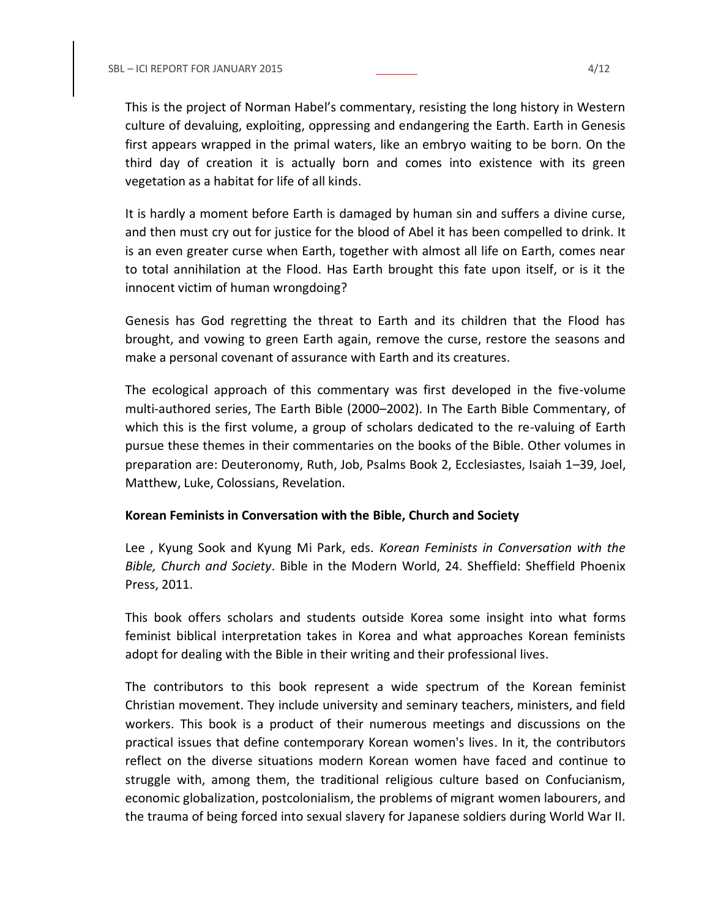This is the project of Norman Habel's commentary, resisting the long history in Western culture of devaluing, exploiting, oppressing and endangering the Earth. Earth in Genesis first appears wrapped in the primal waters, like an embryo waiting to be born. On the third day of creation it is actually born and comes into existence with its green vegetation as a habitat for life of all kinds.

It is hardly a moment before Earth is damaged by human sin and suffers a divine curse, and then must cry out for justice for the blood of Abel it has been compelled to drink. It is an even greater curse when Earth, together with almost all life on Earth, comes near to total annihilation at the Flood. Has Earth brought this fate upon itself, or is it the innocent victim of human wrongdoing?

Genesis has God regretting the threat to Earth and its children that the Flood has brought, and vowing to green Earth again, remove the curse, restore the seasons and make a personal covenant of assurance with Earth and its creatures.

The ecological approach of this commentary was first developed in the five-volume multi-authored series, The Earth Bible (2000–2002). In The Earth Bible Commentary, of which this is the first volume, a group of scholars dedicated to the re-valuing of Earth pursue these themes in their commentaries on the books of the Bible. Other volumes in preparation are: Deuteronomy, Ruth, Job, Psalms Book 2, Ecclesiastes, Isaiah 1–39, Joel, Matthew, Luke, Colossians, Revelation.

**Korean Feminists in Conversation with the Bible, Church and Society**

Lee , Kyung Sook and Kyung Mi Park, eds. *Korean Feminists in Conversation with the Bible, Church and Society*. Bible in the Modern World, 24. Sheffield: Sheffield Phoenix Press, 2011.

This book offers scholars and students outside Korea some insight into what forms feminist biblical interpretation takes in Korea and what approaches Korean feminists adopt for dealing with the Bible in their writing and their professional lives.

The contributors to this book represent a wide spectrum of the Korean feminist Christian movement. They include university and seminary teachers, ministers, and field workers. This book is a product of their numerous meetings and discussions on the practical issues that define contemporary Korean women's lives. In it, the contributors reflect on the diverse situations modern Korean women have faced and continue to struggle with, among them, the traditional religious culture based on Confucianism, economic globalization, postcolonialism, the problems of migrant women labourers, and the trauma of being forced into sexual slavery for Japanese soldiers during World War II.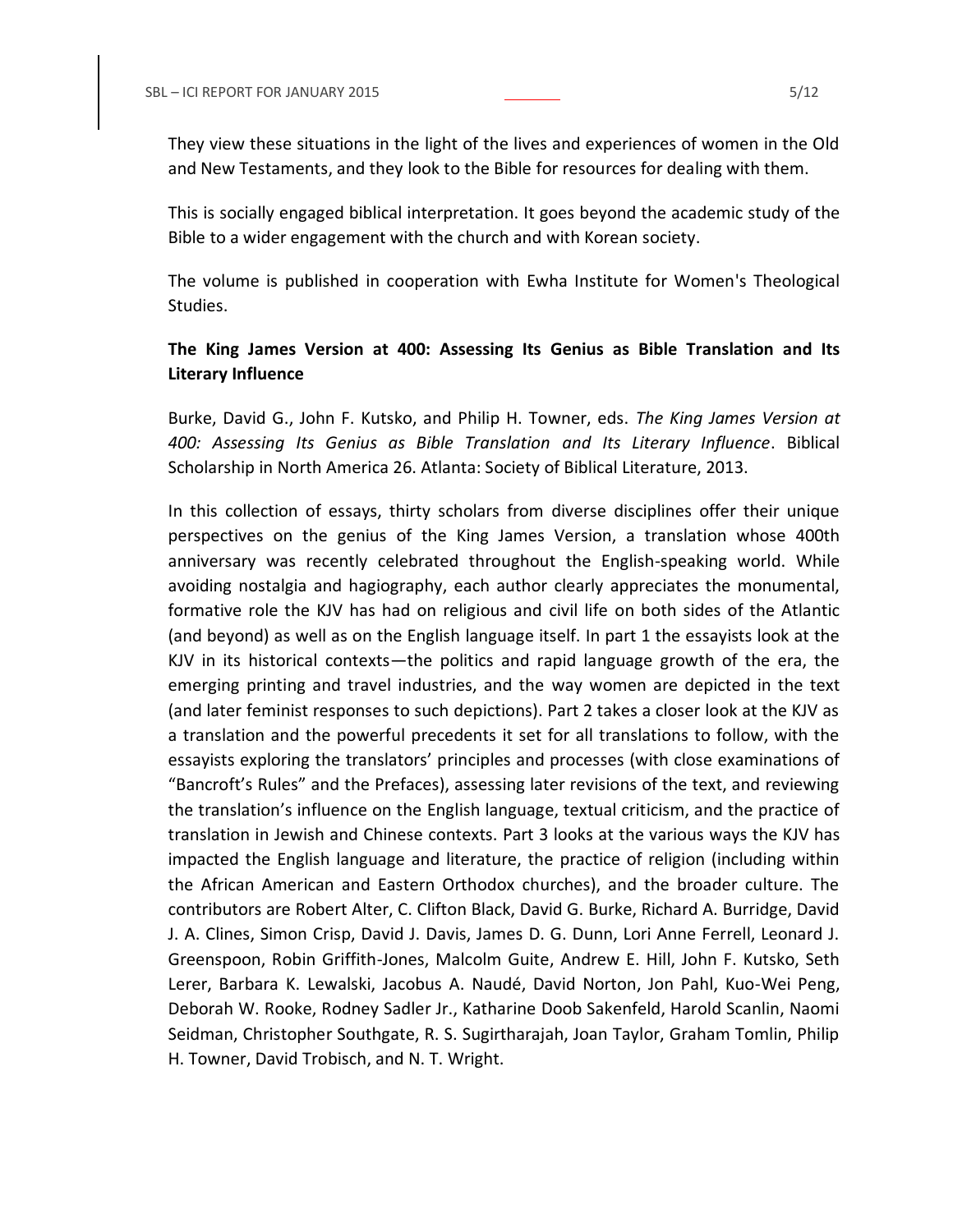They view these situations in the light of the lives and experiences of women in the Old and New Testaments, and they look to the Bible for resources for dealing with them.

This is socially engaged biblical interpretation. It goes beyond the academic study of the Bible to a wider engagement with the church and with Korean society.

The volume is published in cooperation with Ewha Institute for Women's Theological Studies.

**The King James Version at 400: Assessing Its Genius as Bible Translation and Its Literary Influence**

Burke, David G., John F. Kutsko, and Philip H. Towner, eds. *The King James Version at 400: Assessing Its Genius as Bible Translation and Its Literary Influence*. Biblical Scholarship in North America 26. Atlanta: Society of Biblical Literature, 2013.

In this collection of essays, thirty scholars from diverse disciplines offer their unique perspectives on the genius of the King James Version, a translation whose 400th anniversary was recently celebrated throughout the English-speaking world. While avoiding nostalgia and hagiography, each author clearly appreciates the monumental, formative role the KJV has had on religious and civil life on both sides of the Atlantic (and beyond) as well as on the English language itself. In part 1 the essayists look at the KJV in its historical contexts—the politics and rapid language growth of the era, the emerging printing and travel industries, and the way women are depicted in the text (and later feminist responses to such depictions). Part 2 takes a closer look at the KJV as a translation and the powerful precedents it set for all translations to follow, with the essayists exploring the translators' principles and processes (with close examinations of "Bancroft's Rules" and the Prefaces), assessing later revisions of the text, and reviewing the translation's influence on the English language, textual criticism, and the practice of translation in Jewish and Chinese contexts. Part 3 looks at the various ways the KJV has impacted the English language and literature, the practice of religion (including within the African American and Eastern Orthodox churches), and the broader culture. The contributors are Robert Alter, C. Clifton Black, David G. Burke, Richard A. Burridge, David J. A. Clines, Simon Crisp, David J. Davis, James D. G. Dunn, Lori Anne Ferrell, Leonard J. Greenspoon, Robin Griffith-Jones, Malcolm Guite, Andrew E. Hill, John F. Kutsko, Seth Lerer, Barbara K. Lewalski, Jacobus A. Naudé, David Norton, Jon Pahl, Kuo-Wei Peng, Deborah W. Rooke, Rodney Sadler Jr., Katharine Doob Sakenfeld, Harold Scanlin, Naomi Seidman, Christopher Southgate, R. S. Sugirtharajah, Joan Taylor, Graham Tomlin, Philip H. Towner, David Trobisch, and N. T. Wright.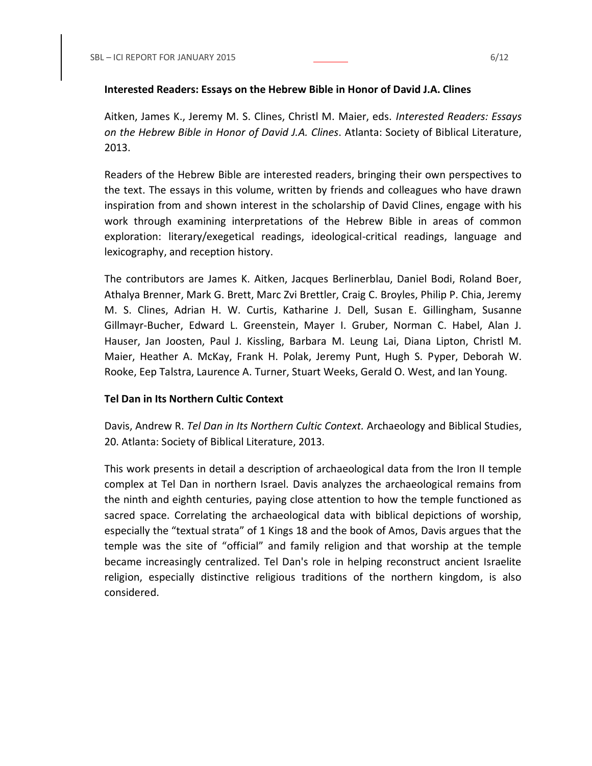**Interested Readers: Essays on the Hebrew Bible in Honor of David J.A. Clines**

Aitken, James K., Jeremy M. S. Clines, Christl M. Maier, eds. *Interested Readers: Essays on the Hebrew Bible in Honor of David J.A. Clines*. Atlanta: Society of Biblical Literature, 2013.

Readers of the Hebrew Bible are interested readers, bringing their own perspectives to the text. The essays in this volume, written by friends and colleagues who have drawn inspiration from and shown interest in the scholarship of David Clines, engage with his work through examining interpretations of the Hebrew Bible in areas of common exploration: literary/exegetical readings, ideological-critical readings, language and lexicography, and reception history.

The contributors are James K. Aitken, Jacques Berlinerblau, Daniel Bodi, Roland Boer, Athalya Brenner, Mark G. Brett, Marc Zvi Brettler, Craig C. Broyles, Philip P. Chia, Jeremy M. S. Clines, Adrian H. W. Curtis, Katharine J. Dell, Susan E. Gillingham, Susanne Gillmayr-Bucher, Edward L. Greenstein, Mayer I. Gruber, Norman C. Habel, Alan J. Hauser, Jan Joosten, Paul J. Kissling, Barbara M. Leung Lai, Diana Lipton, Christl M. Maier, Heather A. McKay, Frank H. Polak, Jeremy Punt, Hugh S. Pyper, Deborah W. Rooke, Eep Talstra, Laurence A. Turner, Stuart Weeks, Gerald O. West, and Ian Young.

**Tel Dan in Its Northern Cultic Context**

Davis, Andrew R. *Tel Dan in Its Northern Cultic Context.* Archaeology and Biblical Studies, 20. Atlanta: Society of Biblical Literature, 2013.

This work presents in detail a description of archaeological data from the Iron II temple complex at Tel Dan in northern Israel. Davis analyzes the archaeological remains from the ninth and eighth centuries, paying close attention to how the temple functioned as sacred space. Correlating the archaeological data with biblical depictions of worship, especially the "textual strata" of 1 Kings 18 and the book of Amos, Davis argues that the temple was the site of "official" and family religion and that worship at the temple became increasingly centralized. Tel Dan's role in helping reconstruct ancient Israelite religion, especially distinctive religious traditions of the northern kingdom, is also considered.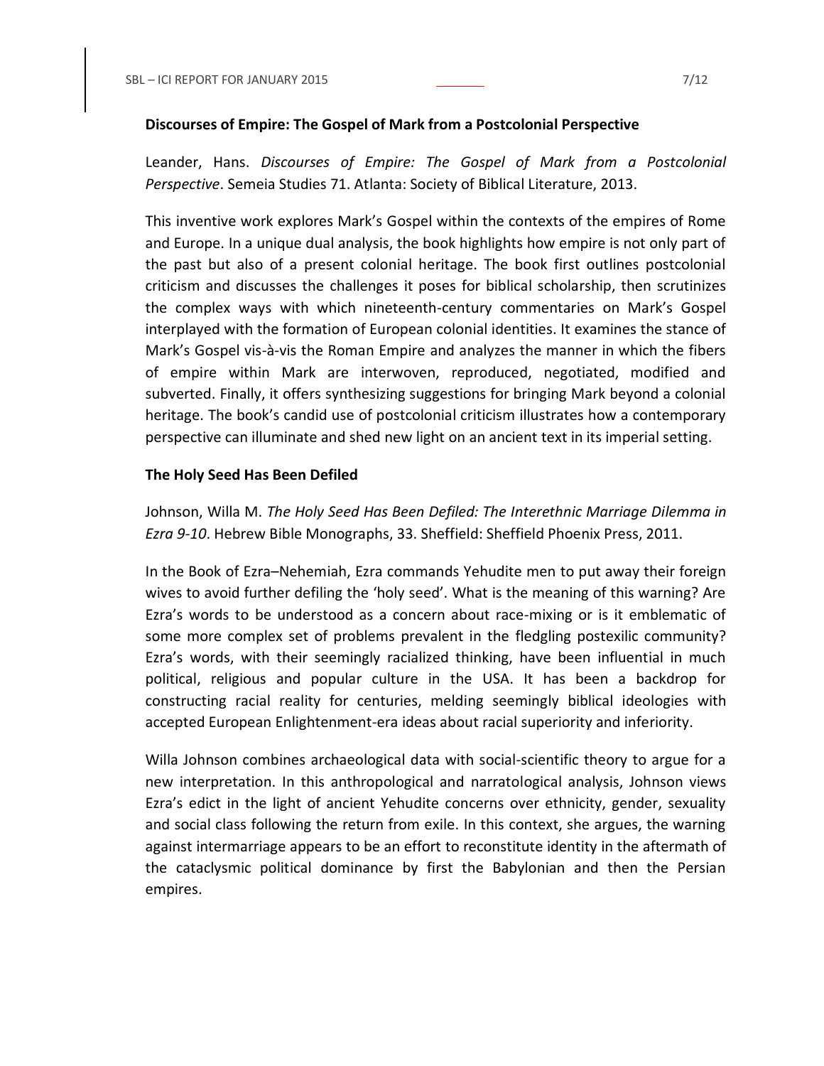**Discourses of Empire: The Gospel of Mark from a Postcolonial Perspective**

Leander, Hans. *Discourses of Empire: The Gospel of Mark from a Postcolonial Perspective*. Semeia Studies 71. Atlanta: Society of Biblical Literature, 2013.

This inventive work explores Mark's Gospel within the contexts of the empires of Rome and Europe. In a unique dual analysis, the book highlights how empire is not only part of the past but also of a present colonial heritage. The book first outlines postcolonial criticism and discusses the challenges it poses for biblical scholarship, then scrutinizes the complex ways with which nineteenth-century commentaries on Mark's Gospel interplayed with the formation of European colonial identities. It examines the stance of Mark's Gospel vis-à-vis the Roman Empire and analyzes the manner in which the fibers of empire within Mark are interwoven, reproduced, negotiated, modified and subverted. Finally, it offers synthesizing suggestions for bringing Mark beyond a colonial heritage. The book's candid use of postcolonial criticism illustrates how a contemporary perspective can illuminate and shed new light on an ancient text in its imperial setting.

**The Holy Seed Has Been Defiled**

Johnson, Willa M. *The Holy Seed Has Been Defiled: The Interethnic Marriage Dilemma in Ezra 9-10*. Hebrew Bible Monographs, 33. Sheffield: Sheffield Phoenix Press, 2011.

In the Book of Ezra–Nehemiah, Ezra commands Yehudite men to put away their foreign wives to avoid further defiling the 'holy seed'. What is the meaning of this warning? Are Ezra's words to be understood as a concern about race-mixing or is it emblematic of some more complex set of problems prevalent in the fledgling postexilic community? Ezra's words, with their seemingly racialized thinking, have been influential in much political, religious and popular culture in the USA. It has been a backdrop for constructing racial reality for centuries, melding seemingly biblical ideologies with accepted European Enlightenment-era ideas about racial superiority and inferiority.

Willa Johnson combines archaeological data with social-scientific theory to argue for a new interpretation. In this anthropological and narratological analysis, Johnson views Ezra's edict in the light of ancient Yehudite concerns over ethnicity, gender, sexuality and social class following the return from exile. In this context, she argues, the warning against intermarriage appears to be an effort to reconstitute identity in the aftermath of the cataclysmic political dominance by first the Babylonian and then the Persian empires.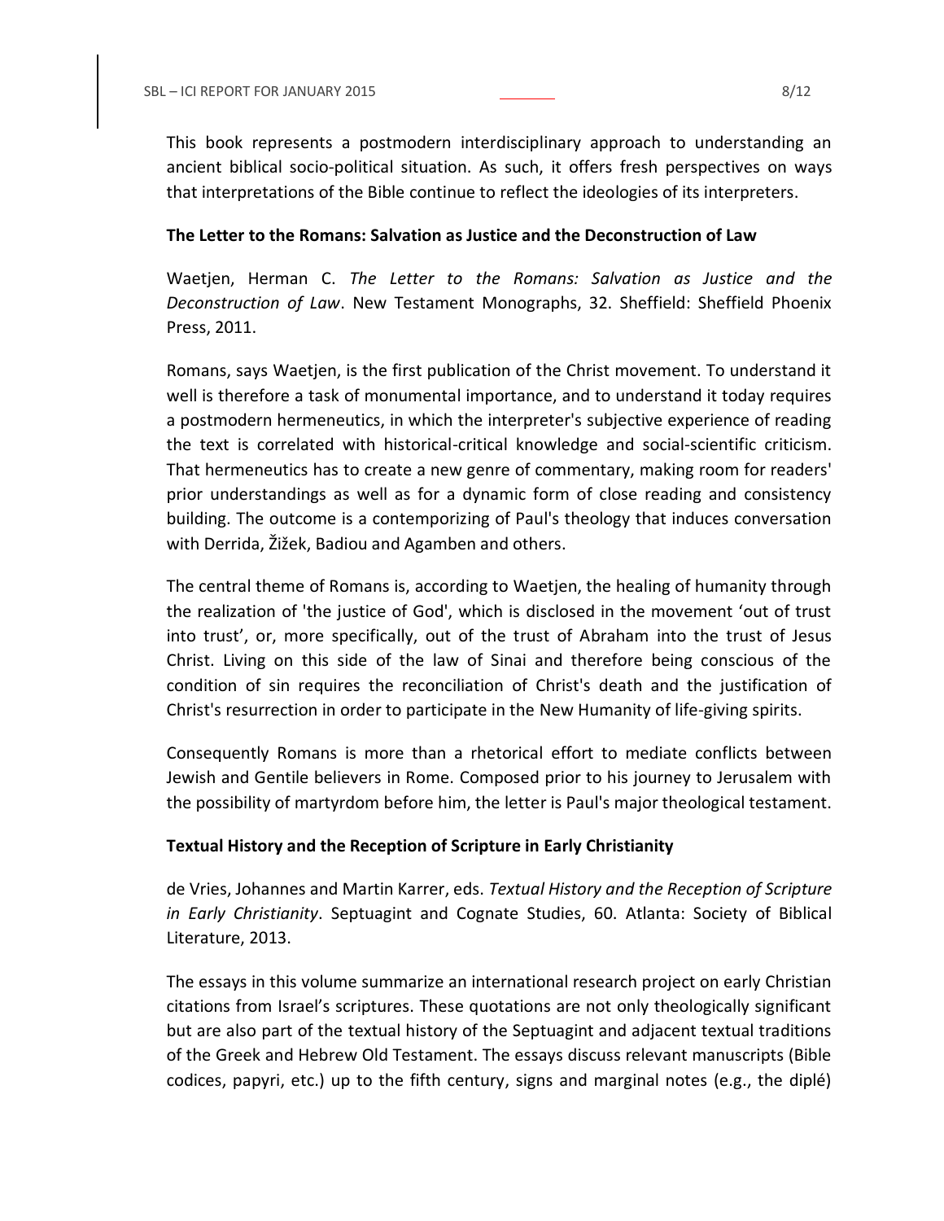This book represents a postmodern interdisciplinary approach to understanding an ancient biblical socio-political situation. As such, it offers fresh perspectives on ways that interpretations of the Bible continue to reflect the ideologies of its interpreters.

**The Letter to the Romans: Salvation as Justice and the Deconstruction of Law**

Waetjen, Herman C. *The Letter to the Romans: Salvation as Justice and the Deconstruction of Law*. New Testament Monographs, 32. Sheffield: Sheffield Phoenix Press, 2011.

Romans, says Waetjen, is the first publication of the Christ movement. To understand it well is therefore a task of monumental importance, and to understand it today requires a postmodern hermeneutics, in which the interpreter's subjective experience of reading the text is correlated with historical-critical knowledge and social-scientific criticism. That hermeneutics has to create a new genre of commentary, making room for readers' prior understandings as well as for a dynamic form of close reading and consistency building. The outcome is a contemporizing of Paul's theology that induces conversation with Derrida, Žižek, Badiou and Agamben and others.

The central theme of Romans is, according to Waetjen, the healing of humanity through the realization of 'the justice of God', which is disclosed in the movement 'out of trust into trust', or, more specifically, out of the trust of Abraham into the trust of Jesus Christ. Living on this side of the law of Sinai and therefore being conscious of the condition of sin requires the reconciliation of Christ's death and the justification of Christ's resurrection in order to participate in the New Humanity of life-giving spirits.

Consequently Romans is more than a rhetorical effort to mediate conflicts between Jewish and Gentile believers in Rome. Composed prior to his journey to Jerusalem with the possibility of martyrdom before him, the letter is Paul's major theological testament.

**Textual History and the Reception of Scripture in Early Christianity**

de Vries, Johannes and Martin Karrer, eds. *Textual History and the Reception of Scripture in Early Christianity*. Septuagint and Cognate Studies, 60. Atlanta: Society of Biblical Literature, 2013.

The essays in this volume summarize an international research project on early Christian citations from Israel's scriptures. These quotations are not only theologically significant but are also part of the textual history of the Septuagint and adjacent textual traditions of the Greek and Hebrew Old Testament. The essays discuss relevant manuscripts (Bible codices, papyri, etc.) up to the fifth century, signs and marginal notes (e.g., the diplé)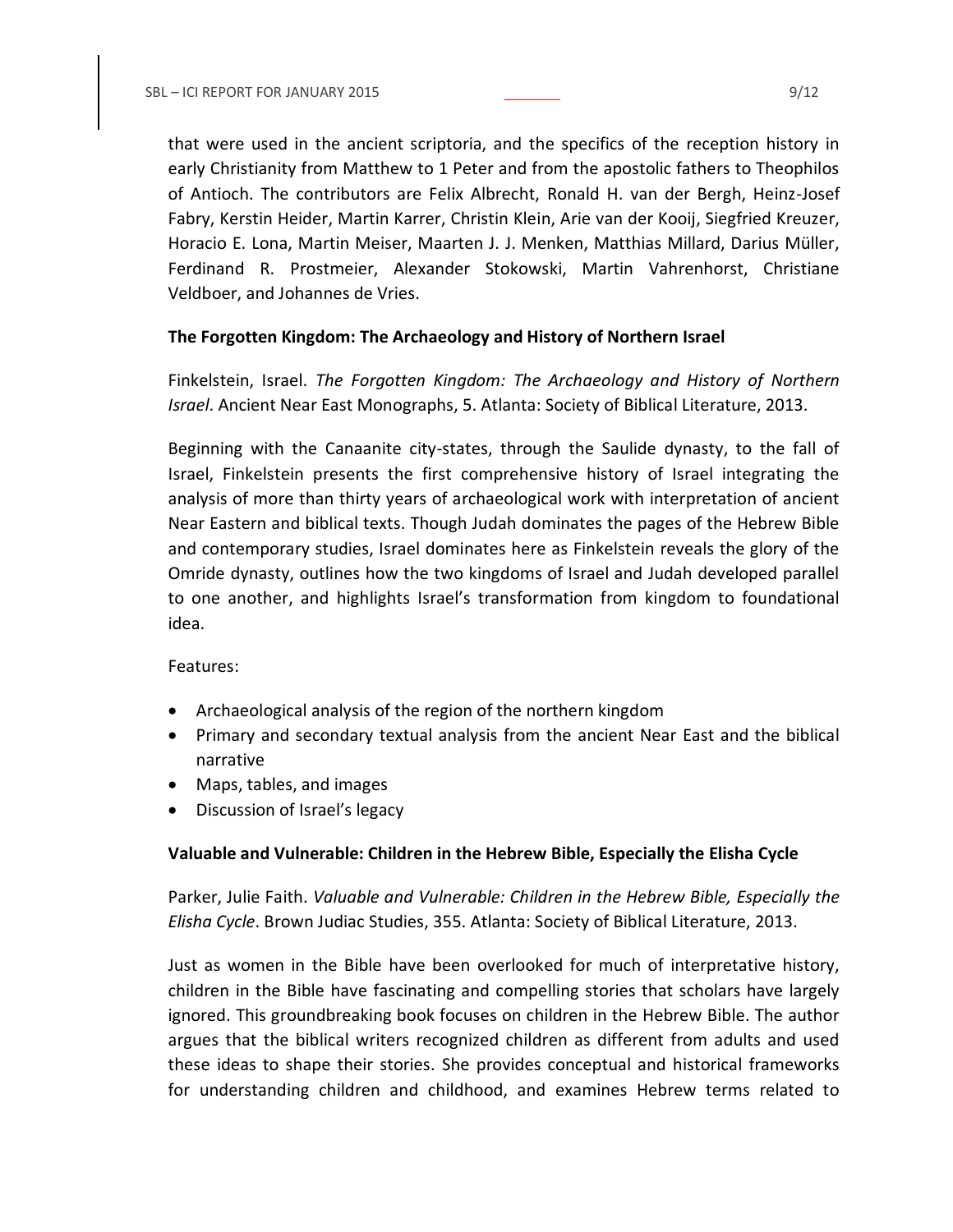that were used in the ancient scriptoria, and the specifics of the reception history in early Christianity from Matthew to 1 Peter and from the apostolic fathers to Theophilos of Antioch. The contributors are Felix Albrecht, Ronald H. van der Bergh, Heinz-Josef Fabry, Kerstin Heider, Martin Karrer, Christin Klein, Arie van der Kooij, Siegfried Kreuzer, Horacio E. Lona, Martin Meiser, Maarten J. J. Menken, Matthias Millard, Darius Müller, Ferdinand R. Prostmeier, Alexander Stokowski, Martin Vahrenhorst, Christiane Veldboer, and Johannes de Vries.

**The Forgotten Kingdom: The Archaeology and History of Northern Israel**

Finkelstein, Israel. *The Forgotten Kingdom: The Archaeology and History of Northern Israel*. Ancient Near East Monographs, 5. Atlanta: Society of Biblical Literature, 2013.

Beginning with the Canaanite city-states, through the Saulide dynasty, to the fall of Israel, Finkelstein presents the first comprehensive history of Israel integrating the analysis of more than thirty years of archaeological work with interpretation of ancient Near Eastern and biblical texts. Though Judah dominates the pages of the Hebrew Bible and contemporary studies, Israel dominates here as Finkelstein reveals the glory of the Omride dynasty, outlines how the two kingdoms of Israel and Judah developed parallel to one another, and highlights Israel's transformation from kingdom to foundational idea.

Features:

- Archaeological analysis of the region of the northern kingdom
- Primary and secondary textual analysis from the ancient Near East and the biblical narrative
- Maps, tables, and images
- Discussion of Israel's legacy

**Valuable and Vulnerable: Children in the Hebrew Bible, Especially the Elisha Cycle**

Parker, Julie Faith. *Valuable and Vulnerable: Children in the Hebrew Bible, Especially the Elisha Cycle*. Brown Judiac Studies, 355. Atlanta: Society of Biblical Literature, 2013.

Just as women in the Bible have been overlooked for much of interpretative history, children in the Bible have fascinating and compelling stories that scholars have largely ignored. This groundbreaking book focuses on children in the Hebrew Bible. The author argues that the biblical writers recognized children as different from adults and used these ideas to shape their stories. She provides conceptual and historical frameworks for understanding children and childhood, and examines Hebrew terms related to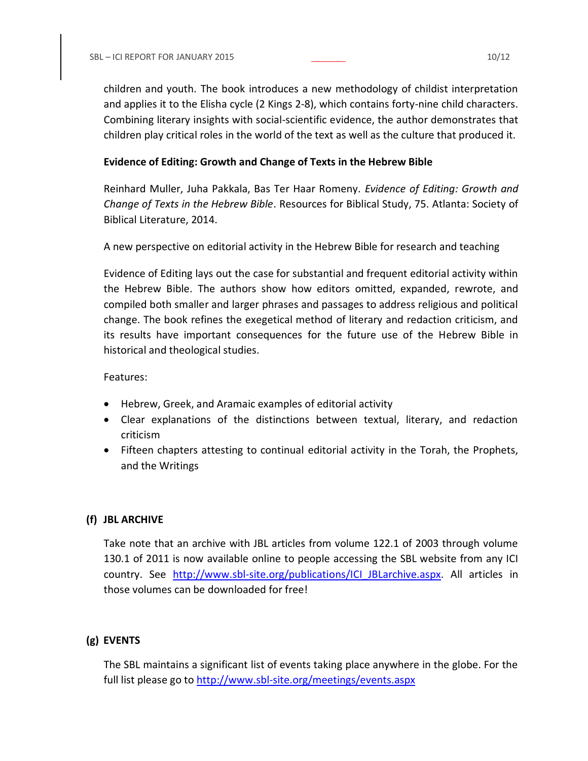children and youth. The book introduces a new methodology of childist interpretation and applies it to the Elisha cycle (2 Kings 2-8), which contains forty-nine child characters. Combining literary insights with social-scientific evidence, the author demonstrates that children play critical roles in the world of the text as well as the culture that produced it.

**Evidence of Editing: Growth and Change of Texts in the Hebrew Bible**

Reinhard Muller, Juha Pakkala, Bas Ter Haar Romeny. *Evidence of Editing: Growth and Change of Texts in the Hebrew Bible*. Resources for Biblical Study, 75. Atlanta: Society of Biblical Literature, 2014.

A new perspective on editorial activity in the Hebrew Bible for research and teaching

Evidence of Editing lays out the case for substantial and frequent editorial activity within the Hebrew Bible. The authors show how editors omitted, expanded, rewrote, and compiled both smaller and larger phrases and passages to address religious and political change. The book refines the exegetical method of literary and redaction criticism, and its results have important consequences for the future use of the Hebrew Bible in historical and theological studies.

Features:

- Hebrew, Greek, and Aramaic examples of editorial activity
- Clear explanations of the distinctions between textual, literary, and redaction criticism
- Fifteen chapters attesting to continual editorial activity in the Torah, the Prophets, and the Writings

### (f) JBL ARCHIVE

Take note that an archive with JBL articles from volume 122.1 of 2003 through volume 130.1 of 2011 is now available online to people accessing the SBL website from any ICI country. See [http://www.sbl-site.org/publications/ICI_JBLarchive.aspx](http://www.sbl-site.org/publications/ICI_JBLarchive.aspx). All articles in those volumes can be downloaded for free!

### (g) EVENTS

The SBL maintains a significant list of events taking place anywhere in the globe. For the full list please go to [http://www.sbl-site.org/meetings/events.aspx](http://www.sbl-site.org/meetings/events.aspx)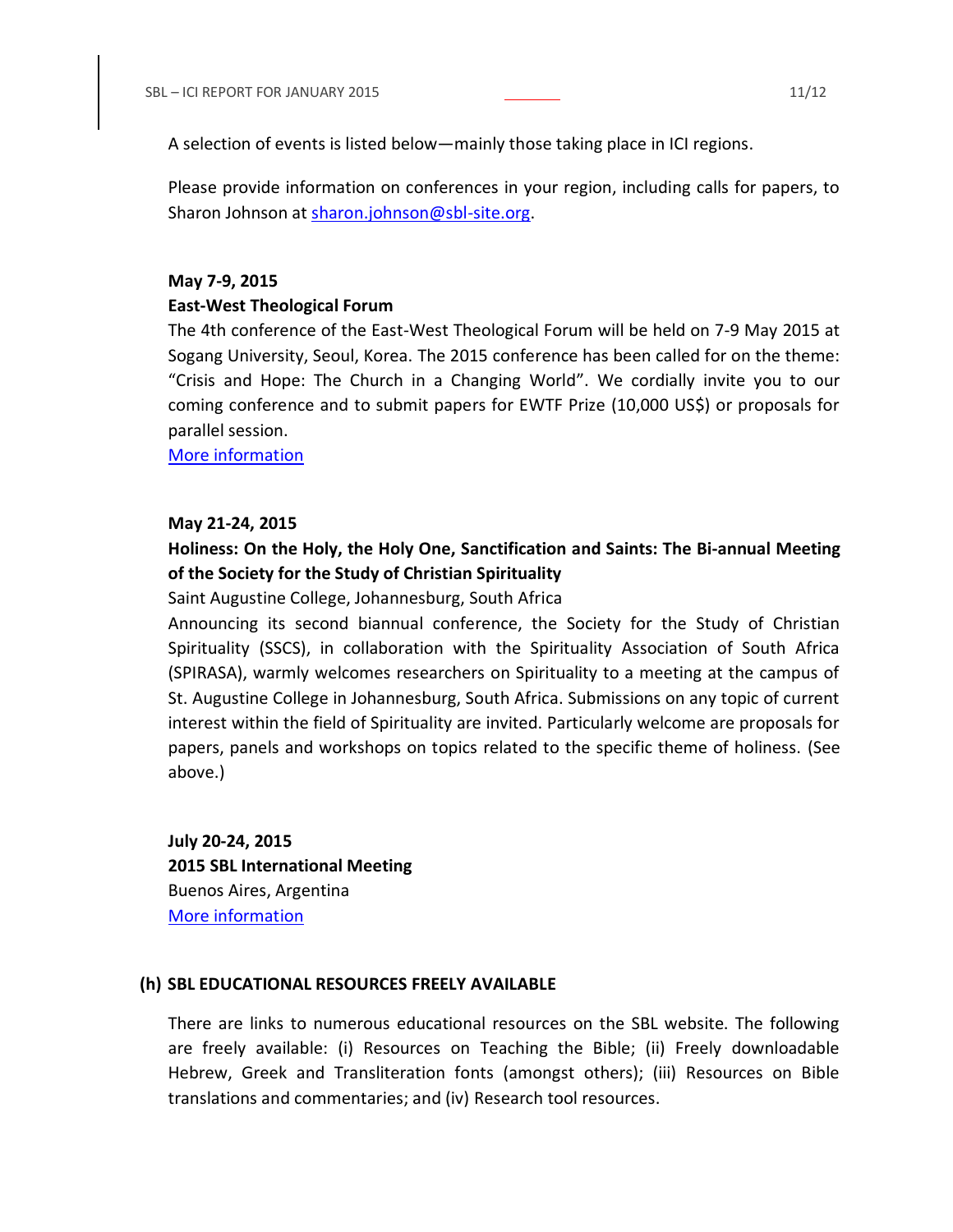A selection of events is listed below—mainly those taking place in ICI regions.

Please provide information on conferences in your region, including calls for papers, to Sharon Johnson at sharon.johnson@sbl-site.org.

**May 7-9, 2015**

**East-West Theological Forum**

The 4th conference of the East-West Theological Forum will be held on 7-9 May 2015 at Sogang University, Seoul, Korea. The 2015 conference has been called for on the theme: "Crisis and Hope: The Church in a Changing World". We cordially invite you to our coming conference and to submit papers for EWTF Prize (10,000 US$) or proposals for parallel session.

More information

**May 21-24, 2015**

**Holiness: On the Holy, the Holy One, Sanctification and Saints: The Bi-annual Meeting of the Society for the Study of Christian Spirituality**

Saint Augustine College, Johannesburg, South Africa

Announcing its second biannual conference, the Society for the Study of Christian Spirituality (SSCS), in collaboration with the Spirituality Association of South Africa (SPIRASA), warmly welcomes researchers on Spirituality to a meeting at the campus of St. Augustine College in Johannesburg, South Africa. Submissions on any topic of current interest within the field of Spirituality are invited. Particularly welcome are proposals for papers, panels and workshops on topics related to the specific theme of holiness. (See above.)

**July 20-24, 2015**

**2015 SBL International Meeting**

Buenos Aires, Argentina

More information

## (h) SBL EDUCATIONAL RESOURCES FREELY AVAILABLE

There are links to numerous educational resources on the SBL website. The following are freely available: (i) Resources on Teaching the Bible; (ii) Freely downloadable Hebrew, Greek and Transliteration fonts (amongst others); (iii) Resources on Bible translations and commentaries; and (iv) Research tool resources.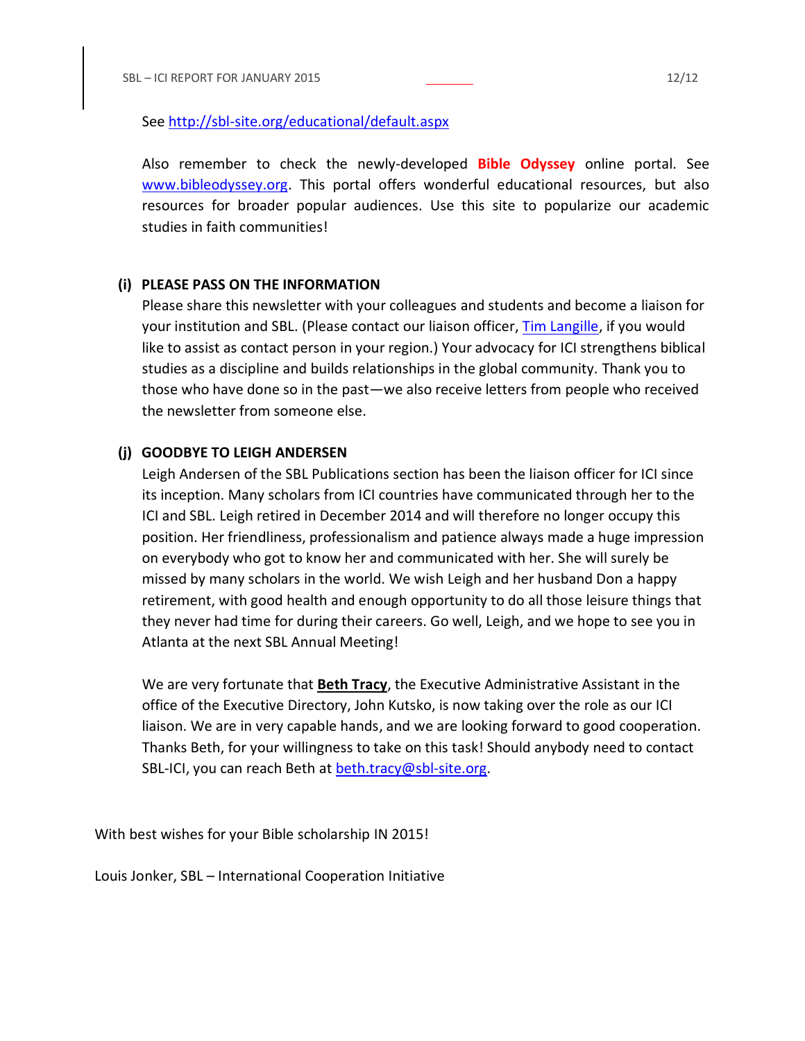See http://sbl-site.org/educational/default.aspx

Also remember to check the newly-developed **Bible Odyssey** online portal. See www.bibleodyssey.org. This portal offers wonderful educational resources, but also resources for broader popular audiences. Use this site to popularize our academic studies in faith communities!

### (i) PLEASE PASS ON THE INFORMATION

Please share this newsletter with your colleagues and students and become a liaison for your institution and SBL. (Please contact our liaison officer, Tim Langille, if you would like to assist as contact person in your region.) Your advocacy for ICI strengthens biblical studies as a discipline and builds relationships in the global community. Thank you to those who have done so in the past—we also receive letters from people who received the newsletter from someone else.

### (j) GOODBYE TO LEIGH ANDERSEN

Leigh Andersen of the SBL Publications section has been the liaison officer for ICI since its inception. Many scholars from ICI countries have communicated through her to the ICI and SBL. Leigh retired in December 2014 and will therefore no longer occupy this position. Her friendliness, professionalism and patience always made a huge impression on everybody who got to know her and communicated with her. She will surely be missed by many scholars in the world. We wish Leigh and her husband Don a happy retirement, with good health and enough opportunity to do all those leisure things that they never had time for during their careers. Go well, Leigh, and we hope to see you in Atlanta at the next SBL Annual Meeting!

We are very fortunate that **Beth Tracy**, the Executive Administrative Assistant in the office of the Executive Directory, John Kutsko, is now taking over the role as our ICI liaison. We are in very capable hands, and we are looking forward to good cooperation. Thanks Beth, for your willingness to take on this task! Should anybody need to contact SBL-ICI, you can reach Beth at beth.tracy@sbl-site.org.

With best wishes for your Bible scholarship IN 2015!

Louis Jonker, SBL – International Cooperation Initiative